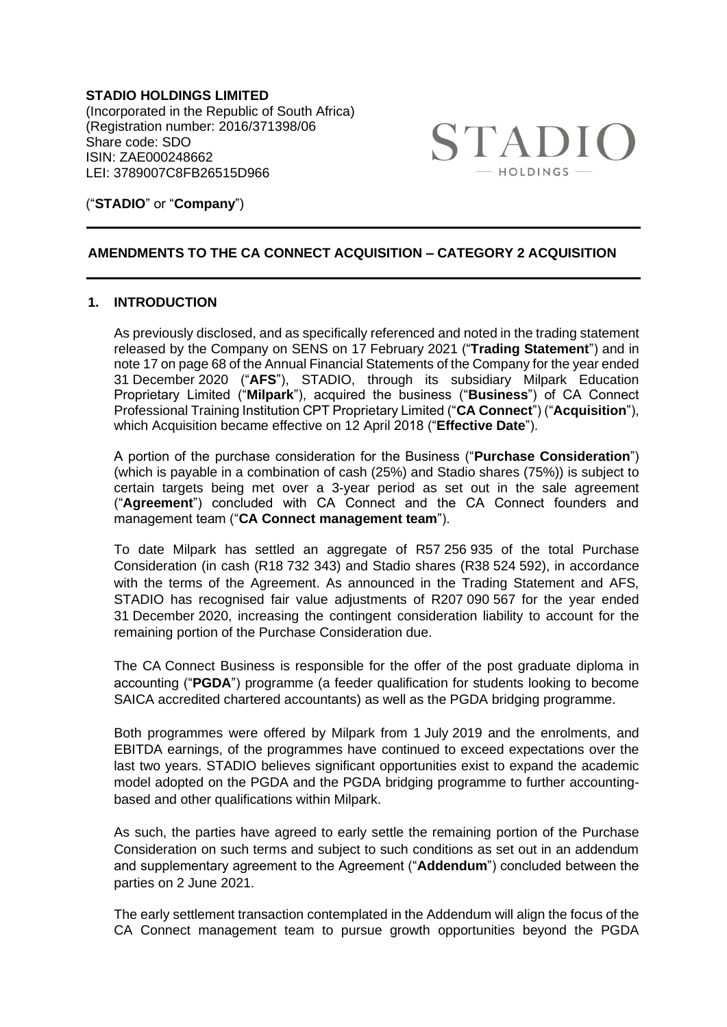**STADIO HOLDINGS LIMITED**
(Incorporated in the Republic of South Africa)
(Registration number: 2016/371398/06
Share code: SDO
ISIN: ZAE000248662
LEI: 3789007C8FB26515D966

("**STADIO**" or "**Company**")

## AMENDMENTS TO THE CA CONNECT ACQUISITION – CATEGORY 2 ACQUISITION

### 1. INTRODUCTION

As previously disclosed, and as specifically referenced and noted in the trading statement released by the Company on SENS on 17 February 2021 ("**Trading Statement**") and in note 17 on page 68 of the Annual Financial Statements of the Company for the year ended 31 December 2020 ("**AFS**"), STADIO, through its subsidiary Milpark Education Proprietary Limited ("**Milpark**"), acquired the business ("**Business**") of CA Connect Professional Training Institution CPT Proprietary Limited ("**CA Connect**") ("**Acquisition**"), which Acquisition became effective on 12 April 2018 ("**Effective Date**").

A portion of the purchase consideration for the Business ("**Purchase Consideration**") (which is payable in a combination of cash (25%) and Stadio shares (75%)) is subject to certain targets being met over a 3-year period as set out in the sale agreement ("**Agreement**") concluded with CA Connect and the CA Connect founders and management team ("**CA Connect management team**").

To date Milpark has settled an aggregate of R57 256 935 of the total Purchase Consideration (in cash (R18 732 343) and Stadio shares (R38 524 592), in accordance with the terms of the Agreement. As announced in the Trading Statement and AFS, STADIO has recognised fair value adjustments of R207 090 567 for the year ended 31 December 2020, increasing the contingent consideration liability to account for the remaining portion of the Purchase Consideration due.

The CA Connect Business is responsible for the offer of the post graduate diploma in accounting ("**PGDA**") programme (a feeder qualification for students looking to become SAICA accredited chartered accountants) as well as the PGDA bridging programme.

Both programmes were offered by Milpark from 1 July 2019 and the enrolments, and EBITDA earnings, of the programmes have continued to exceed expectations over the last two years. STADIO believes significant opportunities exist to expand the academic model adopted on the PGDA and the PGDA bridging programme to further accounting-based and other qualifications within Milpark.

As such, the parties have agreed to early settle the remaining portion of the Purchase Consideration on such terms and subject to such conditions as set out in an addendum and supplementary agreement to the Agreement ("**Addendum**") concluded between the parties on 2 June 2021.

The early settlement transaction contemplated in the Addendum will align the focus of the CA Connect management team to pursue growth opportunities beyond the PGDA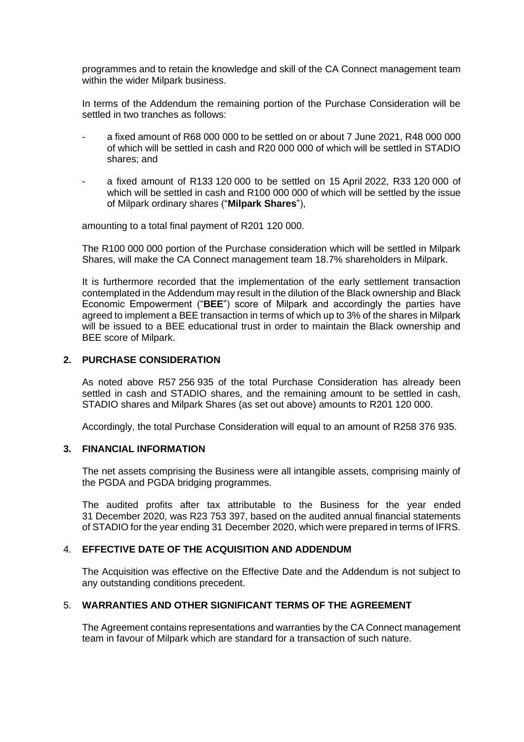programmes and to retain the knowledge and skill of the CA Connect management team within the wider Milpark business.

In terms of the Addendum the remaining portion of the Purchase Consideration will be settled in two tranches as follows:

- a fixed amount of R68 000 000 to be settled on or about 7 June 2021, R48 000 000 of which will be settled in cash and R20 000 000 of which will be settled in STADIO shares; and
- a fixed amount of R133 120 000 to be settled on 15 April 2022, R33 120 000 of which will be settled in cash and R100 000 000 of which will be settled by the issue of Milpark ordinary shares ("**Milpark Shares**"),

amounting to a total final payment of R201 120 000.

The R100 000 000 portion of the Purchase consideration which will be settled in Milpark Shares, will make the CA Connect management team 18.7% shareholders in Milpark.

It is furthermore recorded that the implementation of the early settlement transaction contemplated in the Addendum may result in the dilution of the Black ownership and Black Economic Empowerment ("**BEE**") score of Milpark and accordingly the parties have agreed to implement a BEE transaction in terms of which up to 3% of the shares in Milpark will be issued to a BEE educational trust in order to maintain the Black ownership and BEE score of Milpark.

## 2. PURCHASE CONSIDERATION

As noted above R57 256 935 of the total Purchase Consideration has already been settled in cash and STADIO shares, and the remaining amount to be settled in cash, STADIO shares and Milpark Shares (as set out above) amounts to R201 120 000.

Accordingly, the total Purchase Consideration will equal to an amount of R258 376 935.

## 3. FINANCIAL INFORMATION

The net assets comprising the Business were all intangible assets, comprising mainly of the PGDA and PGDA bridging programmes.

The audited profits after tax attributable to the Business for the year ended 31 December 2020, was R23 753 397, based on the audited annual financial statements of STADIO for the year ending 31 December 2020, which were prepared in terms of IFRS.

## 4. EFFECTIVE DATE OF THE ACQUISITION AND ADDENDUM

The Acquisition was effective on the Effective Date and the Addendum is not subject to any outstanding conditions precedent.

## 5. WARRANTIES AND OTHER SIGNIFICANT TERMS OF THE AGREEMENT

The Agreement contains representations and warranties by the CA Connect management team in favour of Milpark which are standard for a transaction of such nature.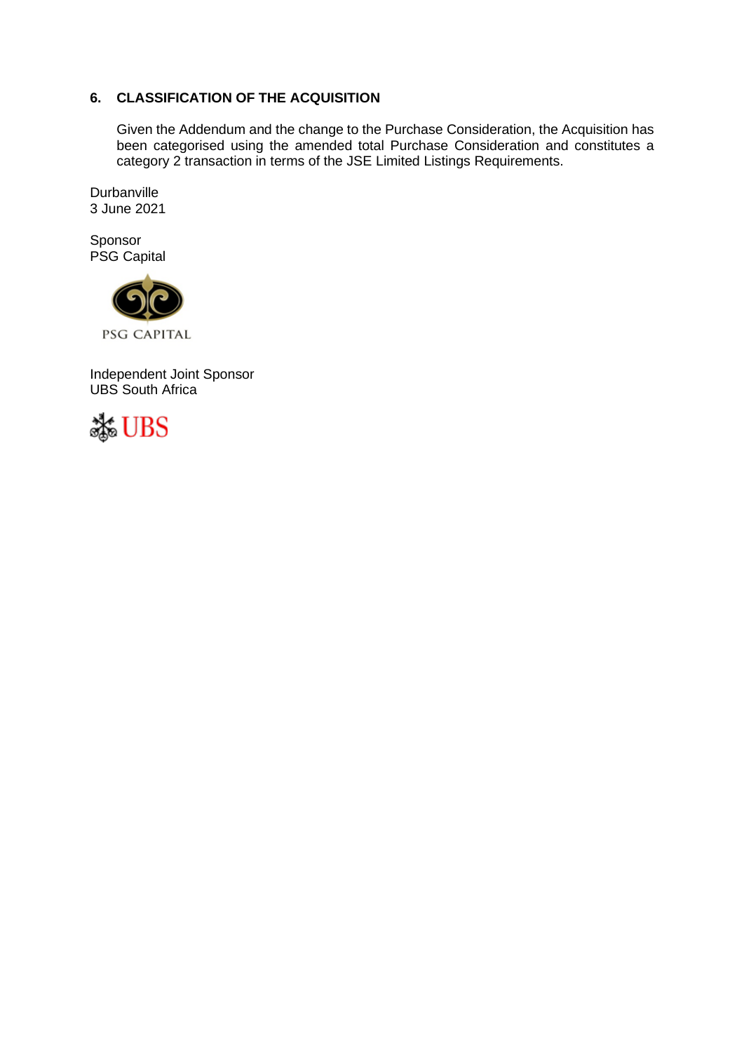## 6. CLASSIFICATION OF THE ACQUISITION

Given the Addendum and the change to the Purchase Consideration, the Acquisition has been categorised using the amended total Purchase Consideration and constitutes a category 2 transaction in terms of the JSE Limited Listings Requirements.

Durbanville
3 June 2021

Sponsor
PSG Capital

Independent Joint Sponsor
UBS South Africa